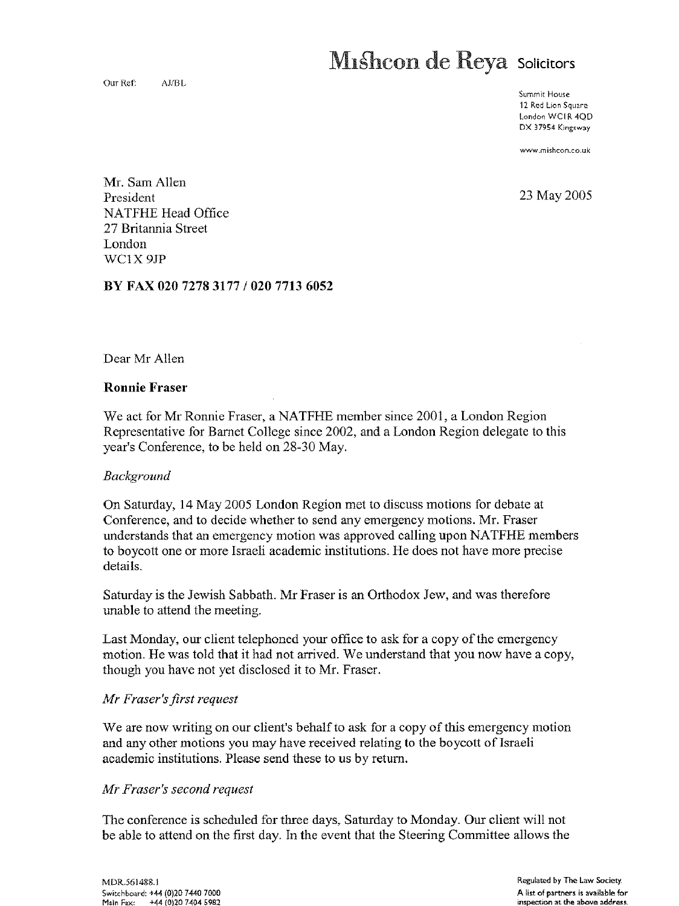# Mishcon de Reya Solicitors

Our Ref: AJ/BL

Summit House
12 Red Lion Square
London WC1R 4QD
DX 37954 Kingsway

www.mishcon.co.uk

Mr. Sam Allen
President
NATFHE Head Office
27 Britannia Street
London
WC1X 9JP

23 May 2005

**BY FAX 020 7278 3177 / 020 7713 6052**

Dear Mr Allen

**Ronnie Fraser**

We act for Mr Ronnie Fraser, a NATFHE member since 2001, a London Region Representative for Barnet College since 2002, and a London Region delegate to this year's Conference, to be held on 28-30 May.

*Background*

On Saturday, 14 May 2005 London Region met to discuss motions for debate at Conference, and to decide whether to send any emergency motions. Mr. Fraser understands that an emergency motion was approved calling upon NATFHE members to boycott one or more Israeli academic institutions. He does not have more precise details.

Saturday is the Jewish Sabbath. Mr Fraser is an Orthodox Jew, and was therefore unable to attend the meeting.

Last Monday, our client telephoned your office to ask for a copy of the emergency motion. He was told that it had not arrived. We understand that you now have a copy, though you have not yet disclosed it to Mr. Fraser.

*Mr Fraser's first request*

We are now writing on our client's behalf to ask for a copy of this emergency motion and any other motions you may have received relating to the boycott of Israeli academic institutions. Please send these to us by return.

*Mr Fraser's second request*

The conference is scheduled for three days, Saturday to Monday. Our client will not be able to attend on the first day. In the event that the Steering Committee allows the

MDR.561488.1
Switchboard: +44 (0)20 7440 7000
Main Fax: +44 (0)20 7404 5982

Regulated by The Law Society.
A list of partners is available for inspection at the above address.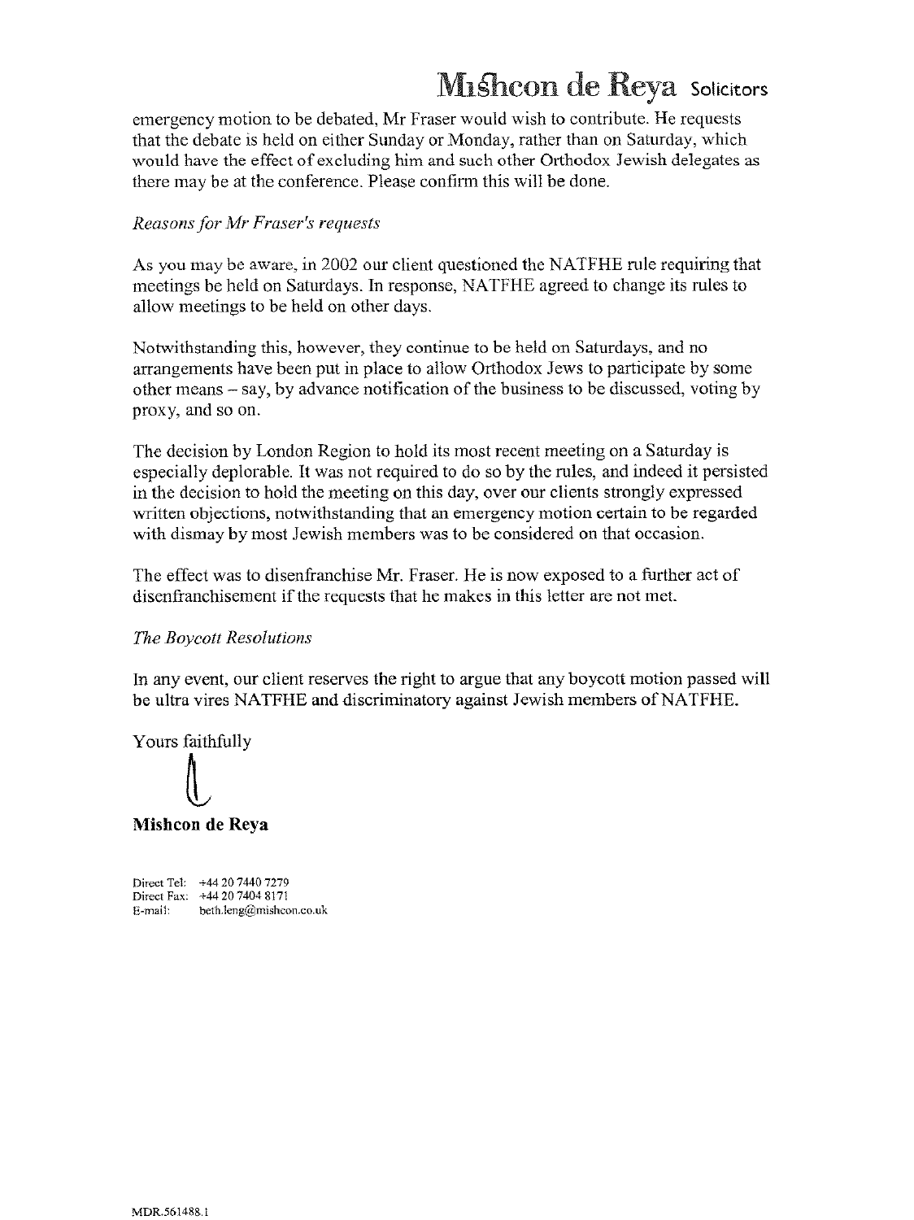emergency motion to be debated, Mr Fraser would wish to contribute. He requests that the debate is held on either Sunday or Monday, rather than on Saturday, which would have the effect of excluding him and such other Orthodox Jewish delegates as there may be at the conference. Please confirm this will be done.

*Reasons for Mr Fraser's requests*

As you may be aware, in 2002 our client questioned the NATFHE rule requiring that meetings be held on Saturdays. In response, NATFHE agreed to change its rules to allow meetings to be held on other days.

Notwithstanding this, however, they continue to be held on Saturdays, and no arrangements have been put in place to allow Orthodox Jews to participate by some other means – say, by advance notification of the business to be discussed, voting by proxy, and so on.

The decision by London Region to hold its most recent meeting on a Saturday is especially deplorable. It was not required to do so by the rules, and indeed it persisted in the decision to hold the meeting on this day, over our clients strongly expressed written objections, notwithstanding that an emergency motion certain to be regarded with dismay by most Jewish members was to be considered on that occasion.

The effect was to disenfranchise Mr. Fraser. He is now exposed to a further act of disenfranchisement if the requests that he makes in this letter are not met.

*The Boycott Resolutions*

In any event, our client reserves the right to argue that any boycott motion passed will be ultra vires NATFHE and discriminatory against Jewish members of NATFHE.

Yours faithfully

**Mishcon de Reya**

Direct Tel: +44 20 7440 7279
Direct Fax: +44 20 7404 8171
E-mail: beth.leng@mishcon.co.uk

MDR.561488.1